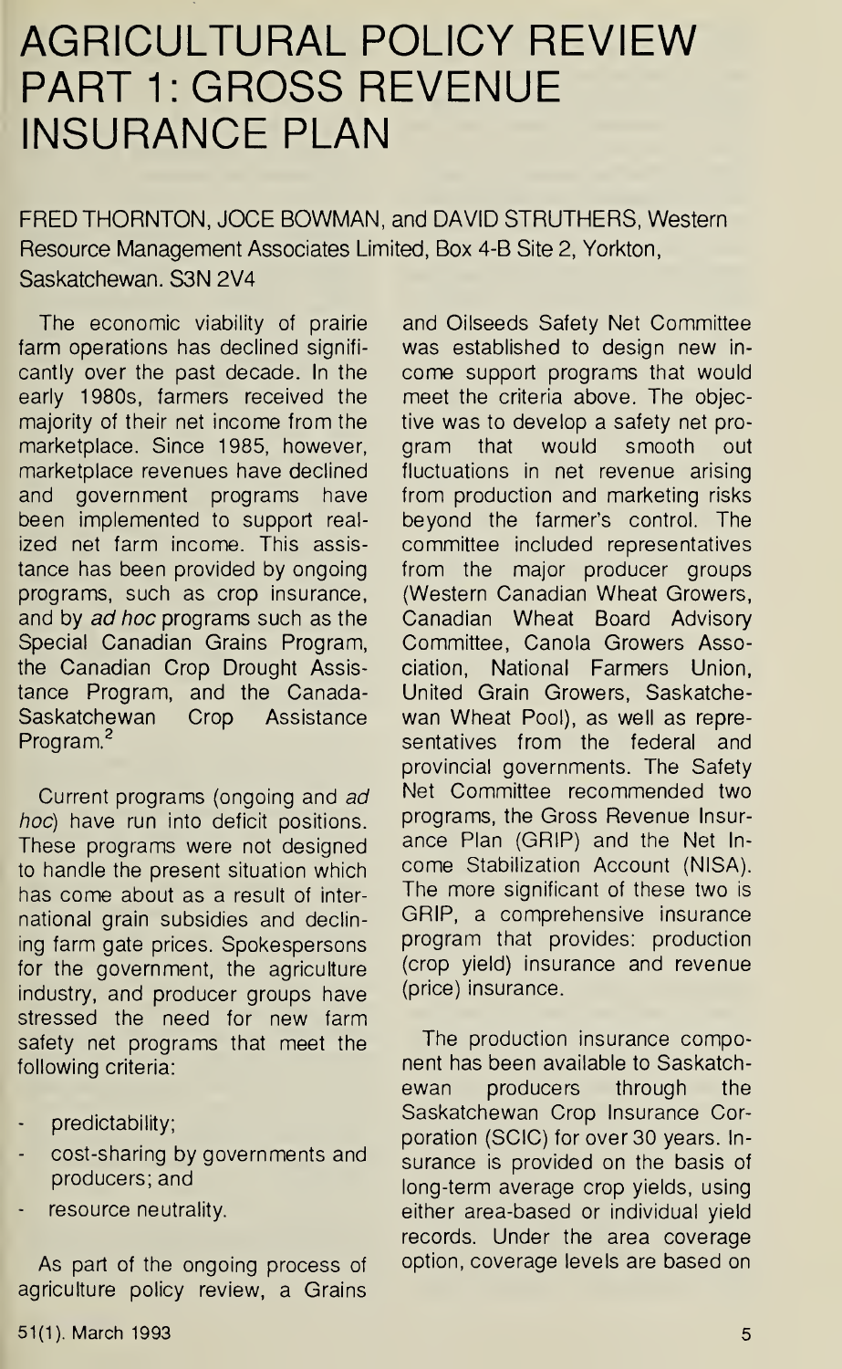# AGRICULTURAL POLICY REVIEW PART 1: GROSS REVENUE INSURANCE PLAN

FRED THORNTON, JOCE BOWMAN, and DAVID STRUTHERS, Western Resource Management Associates Limited, Box 4-B Site 2, Yorkton, Saskatchewan. S3N 2V4

The economic viability of prairie farm operations has declined significantly over the past decade. In the early 1980s, farmers received the majority of their net income from the marketplace. Since 1985, however, marketplace revenues have declined and government programs have been implemented to support realized net farm income. This assistance has been provided by ongoing programs, such as crop insurance, and by *ad hoc* programs such as the Special Canadian Grains Program, the Canadian Crop Drought Assistance Program, and the Canada-Saskatchewan Crop Assistance Program.[2]

Current programs (ongoing and *ad hoc*) have run into deficit positions. These programs were not designed to handle the present situation which has come about as a result of international grain subsidies and declining farm gate prices. Spokespersons for the government, the agriculture industry, and producer groups have stressed the need for new farm safety net programs that meet the following criteria:

- predictability;
- cost-sharing by governments and producers; and
- resource neutrality.

As part of the ongoing process of agriculture policy review, a Grains and Oilseeds Safety Net Committee was established to design new income support programs that would meet the criteria above. The objective was to develop a safety net program that would smooth out fluctuations in net revenue arising from production and marketing risks beyond the farmer's control. The committee included representatives from the major producer groups (Western Canadian Wheat Growers, Canadian Wheat Board Advisory Committee, Canola Growers Association, National Farmers Union, United Grain Growers, Saskatchewan Wheat Pool), as well as representatives from the federal and provincial governments. The Safety Net Committee recommended two programs, the Gross Revenue Insurance Plan (GRIP) and the Net Income Stabilization Account (NISA). The more significant of these two is GRIP, a comprehensive insurance program that provides: production (crop yield) insurance and revenue (price) insurance.

The production insurance component has been available to Saskatchewan producers through the Saskatchewan Crop Insurance Corporation (SCIC) for over 30 years. Insurance is provided on the basis of long-term average crop yields, using either area-based or individual yield records. Under the area coverage option, coverage levels are based on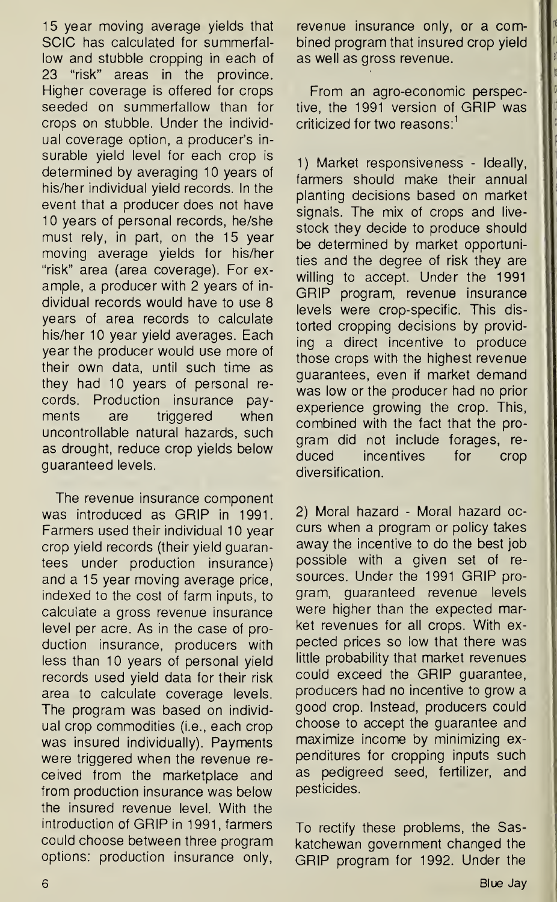15 year moving average yields that SCIC has calculated for summerfallow and stubble cropping in each of 23 "risk" areas in the province. Higher coverage is offered for crops seeded on summerfallow than for crops on stubble. Under the individual coverage option, a producer's insurable yield level for each crop is determined by averaging 10 years of his/her individual yield records. In the event that a producer does not have 10 years of personal records, he/she must rely, in part, on the 15 year moving average yields for his/her "risk" area (area coverage). For example, a producer with 2 years of individual records would have to use 8 years of area records to calculate his/her 10 year yield averages. Each year the producer would use more of their own data, until such time as they had 10 years of personal records. Production insurance payments are triggered when uncontrollable natural hazards, such as drought, reduce crop yields below guaranteed levels.

The revenue insurance component was introduced as GRIP in 1991. Farmers used their individual 10 year crop yield records (their yield guarantees under production insurance) and a 15 year moving average price, indexed to the cost of farm inputs, to calculate a gross revenue insurance level per acre. As in the case of production insurance, producers with less than 10 years of personal yield records used yield data for their risk area to calculate coverage levels. The program was based on individual crop commodities (i.e., each crop was insured individually). Payments were triggered when the revenue received from the marketplace and from production insurance was below the insured revenue level. With the introduction of GRIP in 1991, farmers could choose between three program options: production insurance only, revenue insurance only, or a combined program that insured crop yield as well as gross revenue.

From an agro-economic perspective, the 1991 version of GRIP was criticized for two reasons:[1]

1) Market responsiveness - Ideally, farmers should make their annual planting decisions based on market signals. The mix of crops and livestock they decide to produce should be determined by market opportunities and the degree of risk they are willing to accept. Under the 1991 GRIP program, revenue insurance levels were crop-specific. This distorted cropping decisions by providing a direct incentive to produce those crops with the highest revenue guarantees, even if market demand was low or the producer had no prior experience growing the crop. This, combined with the fact that the program did not include forages, reduced incentives for crop diversification.

2) Moral hazard - Moral hazard occurs when a program or policy takes away the incentive to do the best job possible with a given set of resources. Under the 1991 GRIP program, guaranteed revenue levels were higher than the expected market revenues for all crops. With expected prices so low that there was little probability that market revenues could exceed the GRIP guarantee, producers had no incentive to grow a good crop. Instead, producers could choose to accept the guarantee and maximize income by minimizing expenditures for cropping inputs such as pedigreed seed, fertilizer, and pesticides.

To rectify these problems, the Saskatchewan government changed the GRIP program for 1992. Under the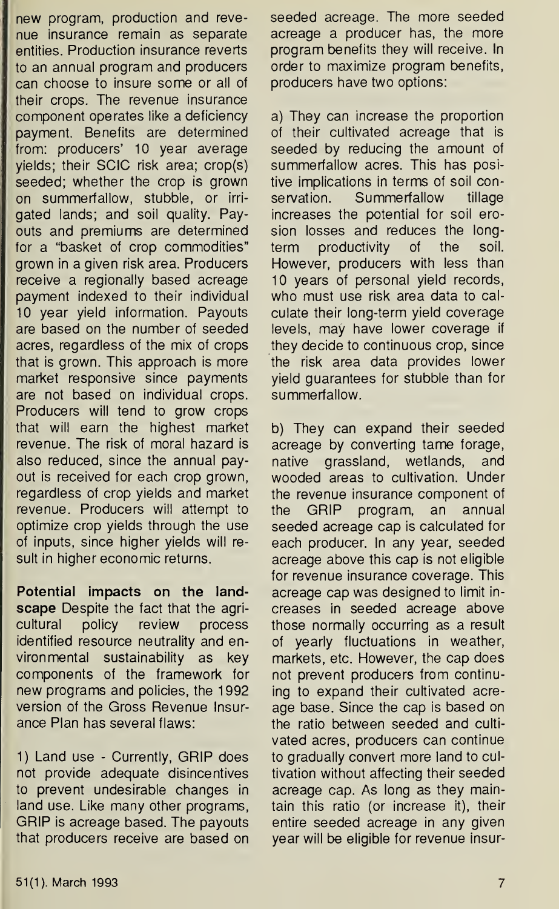new program, production and revenue insurance remain as separate entities. Production insurance reverts to an annual program and producers can choose to insure some or all of their crops. The revenue insurance component operates like a deficiency payment. Benefits are determined from: producers' 10 year average yields; their SCIC risk area; crop(s) seeded; whether the crop is grown on summerfallow, stubble, or irrigated lands; and soil quality. Payouts and premiums are determined for a "basket of crop commodities" grown in a given risk area. Producers receive a regionally based acreage payment indexed to their individual 10 year yield information. Payouts are based on the number of seeded acres, regardless of the mix of crops that is grown. This approach is more market responsive since payments are not based on individual crops. Producers will tend to grow crops that will earn the highest market revenue. The risk of moral hazard is also reduced, since the annual payout is received for each crop grown, regardless of crop yields and market revenue. Producers will attempt to optimize crop yields through the use of inputs, since higher yields will result in higher economic returns.

**Potential impacts on the landscape** Despite the fact that the agricultural policy review process identified resource neutrality and environmental sustainability as key components of the framework for new programs and policies, the 1992 version of the Gross Revenue Insurance Plan has several flaws:

1) Land use - Currently, GRIP does not provide adequate disincentives to prevent undesirable changes in land use. Like many other programs, GRIP is acreage based. The payouts that producers receive are based on seeded acreage. The more seeded acreage a producer has, the more program benefits they will receive. In order to maximize program benefits, producers have two options:

a) They can increase the proportion of their cultivated acreage that is seeded by reducing the amount of summerfallow acres. This has positive implications in terms of soil conservation. Summerfallow tillage increases the potential for soil erosion losses and reduces the long-term productivity of the soil. However, producers with less than 10 years of personal yield records, who must use risk area data to calculate their long-term yield coverage levels, may have lower coverage if they decide to continuous crop, since the risk area data provides lower yield guarantees for stubble than for summerfallow.

b) They can expand their seeded acreage by converting tame forage, native grassland, wetlands, and wooded areas to cultivation. Under the revenue insurance component of the GRIP program, an annual seeded acreage cap is calculated for each producer. In any year, seeded acreage above this cap is not eligible for revenue insurance coverage. This acreage cap was designed to limit increases in seeded acreage above those normally occurring as a result of yearly fluctuations in weather, markets, etc. However, the cap does not prevent producers from continuing to expand their cultivated acreage base. Since the cap is based on the ratio between seeded and cultivated acres, producers can continue to gradually convert more land to cultivation without affecting their seeded acreage cap. As long as they maintain this ratio (or increase it), their entire seeded acreage in any given year will be eligible for revenue insur-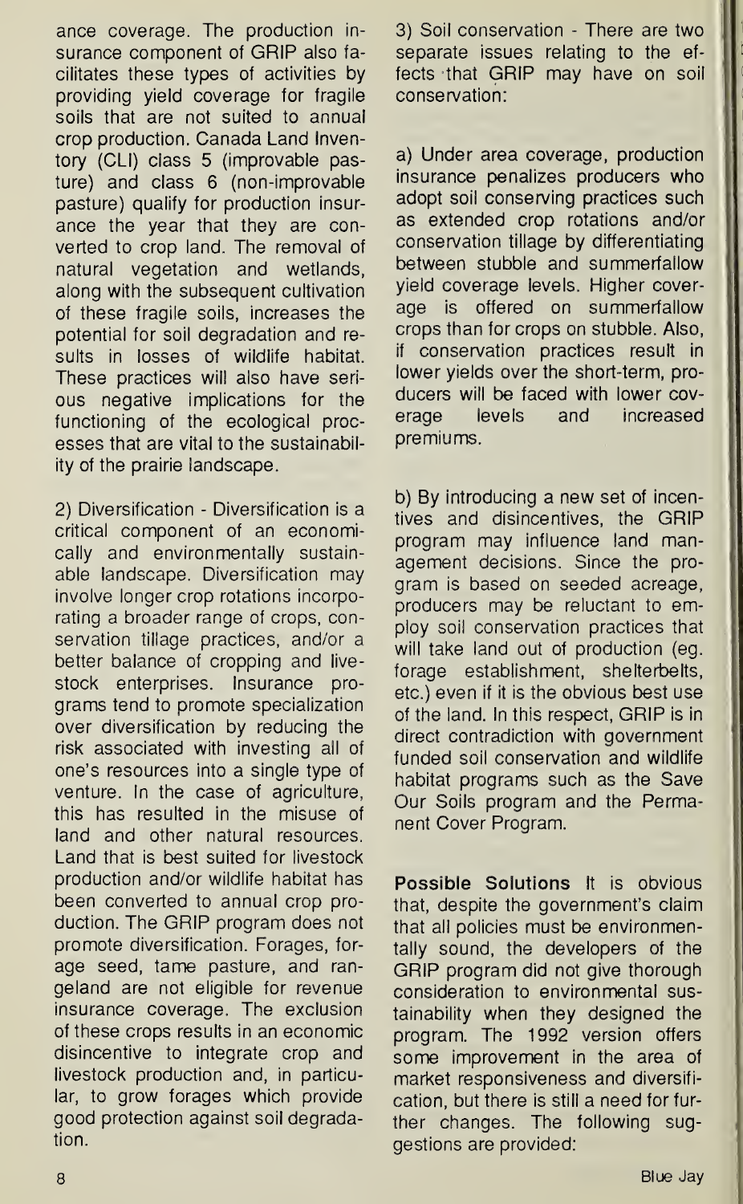ance coverage. The production insurance component of GRIP also facilitates these types of activities by providing yield coverage for fragile soils that are not suited to annual crop production. Canada Land Inventory (CLI) class 5 (improvable pasture) and class 6 (non-improvable pasture) qualify for production insurance the year that they are converted to crop land. The removal of natural vegetation and wetlands, along with the subsequent cultivation of these fragile soils, increases the potential for soil degradation and results in losses of wildlife habitat. These practices will also have serious negative implications for the functioning of the ecological processes that are vital to the sustainability of the prairie landscape.

2) Diversification - Diversification is a critical component of an economically and environmentally sustainable landscape. Diversification may involve longer crop rotations incorporating a broader range of crops, conservation tillage practices, and/or a better balance of cropping and livestock enterprises. Insurance programs tend to promote specialization over diversification by reducing the risk associated with investing all of one's resources into a single type of venture. In the case of agriculture, this has resulted in the misuse of land and other natural resources. Land that is best suited for livestock production and/or wildlife habitat has been converted to annual crop production. The GRIP program does not promote diversification. Forages, forage seed, tame pasture, and rangeland are not eligible for revenue insurance coverage. The exclusion of these crops results in an economic disincentive to integrate crop and livestock production and, in particular, to grow forages which provide good protection against soil degradation.

3) Soil conservation - There are two separate issues relating to the effects that GRIP may have on soil conservation:

a) Under area coverage, production insurance penalizes producers who adopt soil conserving practices such as extended crop rotations and/or conservation tillage by differentiating between stubble and summerfallow yield coverage levels. Higher coverage is offered on summerfallow crops than for crops on stubble. Also, if conservation practices result in lower yields over the short-term, producers will be faced with lower coverage levels and increased premiums.

b) By introducing a new set of incentives and disincentives, the GRIP program may influence land management decisions. Since the program is based on seeded acreage, producers may be reluctant to employ soil conservation practices that will take land out of production (eg. forage establishment, shelterbelts, etc.) even if it is the obvious best use of the land. In this respect, GRIP is in direct contradiction with government funded soil conservation and wildlife habitat programs such as the Save Our Soils program and the Permanent Cover Program.

**Possible Solutions** It is obvious that, despite the government's claim that all policies must be environmentally sound, the developers of the GRIP program did not give thorough consideration to environmental sustainability when they designed the program. The 1992 version offers some improvement in the area of market responsiveness and diversification, but there is still a need for further changes. The following suggestions are provided: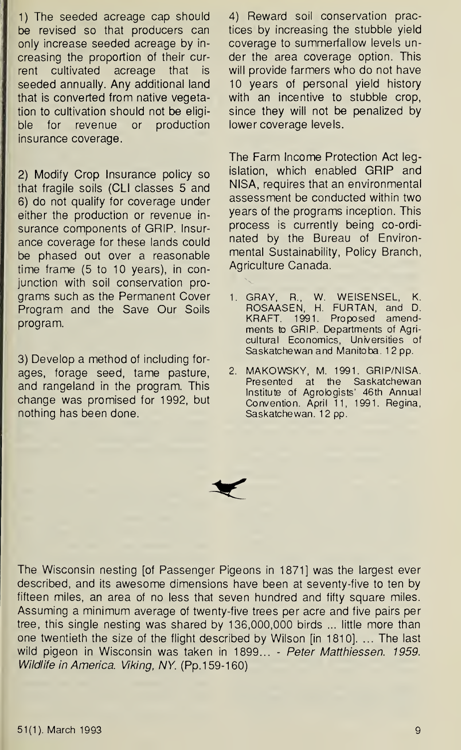1) The seeded acreage cap should be revised so that producers can only increase seeded acreage by increasing the proportion of their current cultivated acreage that is seeded annually. Any additional land that is converted from native vegetation to cultivation should not be eligible for revenue or production insurance coverage.

2) Modify Crop Insurance policy so that fragile soils (CLI classes 5 and 6) do not qualify for coverage under either the production or revenue insurance components of GRIP. Insurance coverage for these lands could be phased out over a reasonable time frame (5 to 10 years), in conjunction with soil conservation programs such as the Permanent Cover Program and the Save Our Soils program.

3) Develop a method of including forages, forage seed, tame pasture, and rangeland in the program. This change was promised for 1992, but nothing has been done.

4) Reward soil conservation practices by increasing the stubble yield coverage to summerfallow levels under the area coverage option. This will provide farmers who do not have 10 years of personal yield history with an incentive to stubble crop, since they will not be penalized by lower coverage levels.

The Farm Income Protection Act legislation, which enabled GRIP and NISA, requires that an environmental assessment be conducted within two years of the programs inception. This process is currently being co-ordinated by the Bureau of Environmental Sustainability, Policy Branch, Agriculture Canada.

1. GRAY, R., W. WEISENSEL, K. ROSAASEN, H. FURTAN, and D. KRAFT. 1991. Proposed amendments to GRIP. Departments of Agricultural Economics, Universities of Saskatchewan and Manitoba. 12 pp.
2. MAKOWSKY, M. 1991. GRIP/NISA. Presented at the Saskatchewan Institute of Agrologists' 46th Annual Convention. April 11, 1991. Regina, Saskatchewan. 12 pp.

The Wisconsin nesting [of Passenger Pigeons in 1871] was the largest ever described, and its awesome dimensions have been at seventy-five to ten by fifteen miles, an area of no less that seven hundred and fifty square miles. Assuming a minimum average of twenty-five trees per acre and five pairs per tree, this single nesting was shared by 136,000,000 birds ... little more than one twentieth the size of the flight described by Wilson [in 1810]. ... The last wild pigeon in Wisconsin was taken in 1899... - *Peter Matthiessen. 1959. Wildlife in America. Viking, NY.* (Pp.159-160)